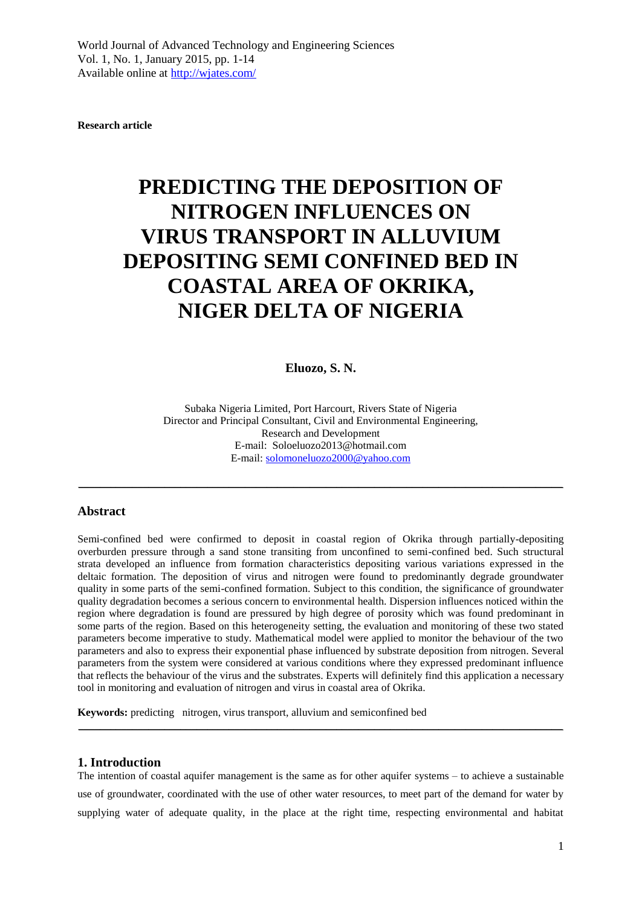**Research article**

# PREDICTING THE DEPOSITION OF NITROGEN INFLUENCES ON VIRUS TRANSPORT IN ALLUVIUM DEPOSITING SEMI CONFINED BED IN COASTAL AREA OF OKRIKA, NIGER DELTA OF NIGERIA

**Eluozo, S. N.**

Subaka Nigeria Limited, Port Harcourt, Rivers State of Nigeria
Director and Principal Consultant, Civil and Environmental Engineering, Research and Development
E-mail: Soloeluozo2013@hotmail.com
E-mail: solomoneluozo2000@yahoo.com

---

## Abstract

Semi-confined bed were confirmed to deposit in coastal region of Okrika through partially-depositing overburden pressure through a sand stone transiting from unconfined to semi-confined bed. Such structural strata developed an influence from formation characteristics depositing various variations expressed in the deltaic formation. The deposition of virus and nitrogen were found to predominantly degrade groundwater quality in some parts of the semi-confined formation. Subject to this condition, the significance of groundwater quality degradation becomes a serious concern to environmental health. Dispersion influences noticed within the region where degradation is found are pressured by high degree of porosity which was found predominant in some parts of the region. Based on this heterogeneity setting, the evaluation and monitoring of these two stated parameters become imperative to study. Mathematical model were applied to monitor the behaviour of the two parameters and also to express their exponential phase influenced by substrate deposition from nitrogen. Several parameters from the system were considered at various conditions where they expressed predominant influence that reflects the behaviour of the virus and the substrates. Experts will definitely find this application a necessary tool in monitoring and evaluation of nitrogen and virus in coastal area of Okrika.

**Keywords:** predicting nitrogen, virus transport, alluvium and semiconfined bed

---

## 1. Introduction

The intention of coastal aquifer management is the same as for other aquifer systems – to achieve a sustainable use of groundwater, coordinated with the use of other water resources, to meet part of the demand for water by supplying water of adequate quality, in the place at the right time, respecting environmental and habitat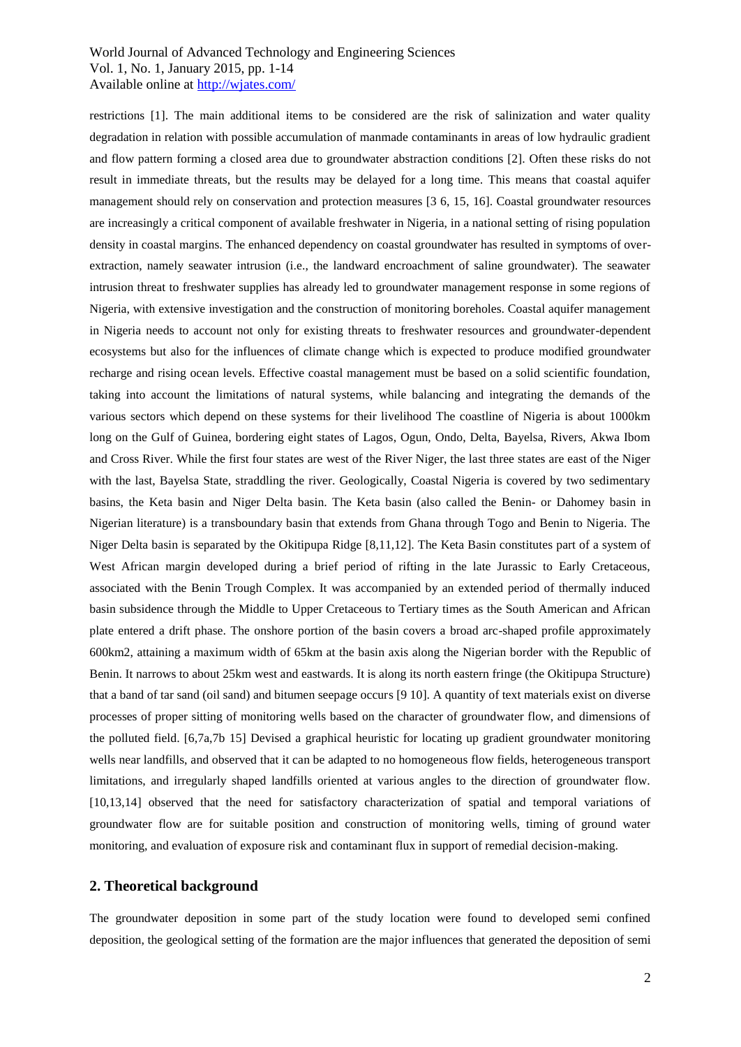restrictions [1]. The main additional items to be considered are the risk of salinization and water quality degradation in relation with possible accumulation of manmade contaminants in areas of low hydraulic gradient and flow pattern forming a closed area due to groundwater abstraction conditions [2]. Often these risks do not result in immediate threats, but the results may be delayed for a long time. This means that coastal aquifer management should rely on conservation and protection measures [3 6, 15, 16]. Coastal groundwater resources are increasingly a critical component of available freshwater in Nigeria, in a national setting of rising population density in coastal margins. The enhanced dependency on coastal groundwater has resulted in symptoms of over-extraction, namely seawater intrusion (i.e., the landward encroachment of saline groundwater). The seawater intrusion threat to freshwater supplies has already led to groundwater management response in some regions of Nigeria, with extensive investigation and the construction of monitoring boreholes. Coastal aquifer management in Nigeria needs to account not only for existing threats to freshwater resources and groundwater-dependent ecosystems but also for the influences of climate change which is expected to produce modified groundwater recharge and rising ocean levels. Effective coastal management must be based on a solid scientific foundation, taking into account the limitations of natural systems, while balancing and integrating the demands of the various sectors which depend on these systems for their livelihood The coastline of Nigeria is about 1000km long on the Gulf of Guinea, bordering eight states of Lagos, Ogun, Ondo, Delta, Bayelsa, Rivers, Akwa Ibom and Cross River. While the first four states are west of the River Niger, the last three states are east of the Niger with the last, Bayelsa State, straddling the river. Geologically, Coastal Nigeria is covered by two sedimentary basins, the Keta basin and Niger Delta basin. The Keta basin (also called the Benin- or Dahomey basin in Nigerian literature) is a transboundary basin that extends from Ghana through Togo and Benin to Nigeria. The Niger Delta basin is separated by the Okitipupa Ridge [8,11,12]. The Keta Basin constitutes part of a system of West African margin developed during a brief period of rifting in the late Jurassic to Early Cretaceous, associated with the Benin Trough Complex. It was accompanied by an extended period of thermally induced basin subsidence through the Middle to Upper Cretaceous to Tertiary times as the South American and African plate entered a drift phase. The onshore portion of the basin covers a broad arc-shaped profile approximately 600km2, attaining a maximum width of 65km at the basin axis along the Nigerian border with the Republic of Benin. It narrows to about 25km west and eastwards. It is along its north eastern fringe (the Okitipupa Structure) that a band of tar sand (oil sand) and bitumen seepage occurs [9 10]. A quantity of text materials exist on diverse processes of proper sitting of monitoring wells based on the character of groundwater flow, and dimensions of the polluted field. [6,7a,7b 15] Devised a graphical heuristic for locating up gradient groundwater monitoring wells near landfills, and observed that it can be adapted to no homogeneous flow fields, heterogeneous transport limitations, and irregularly shaped landfills oriented at various angles to the direction of groundwater flow. [10,13,14] observed that the need for satisfactory characterization of spatial and temporal variations of groundwater flow are for suitable position and construction of monitoring wells, timing of ground water monitoring, and evaluation of exposure risk and contaminant flux in support of remedial decision-making.

## 2. Theoretical background

The groundwater deposition in some part of the study location were found to developed semi confined deposition, the geological setting of the formation are the major influences that generated the deposition of semi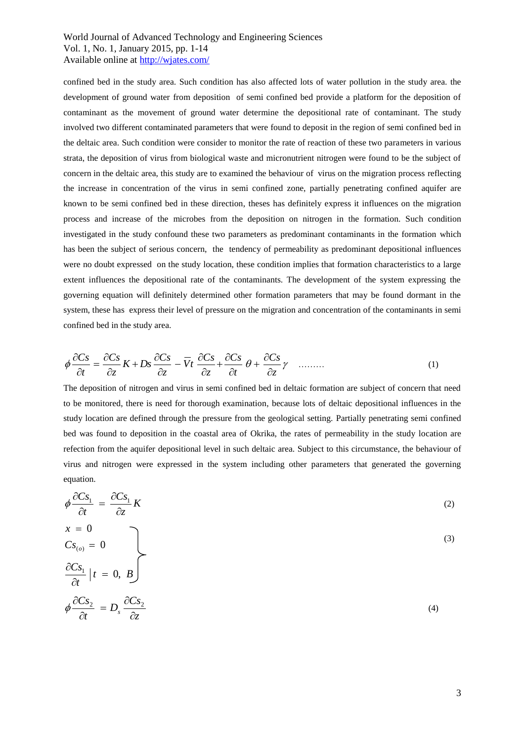confined bed in the study area. Such condition has also affected lots of water pollution in the study area. the development of ground water from deposition of semi confined bed provide a platform for the deposition of contaminant as the movement of ground water determine the depositional rate of contaminant. The study involved two different contaminated parameters that were found to deposit in the region of semi confined bed in the deltaic area. Such condition were consider to monitor the rate of reaction of these two parameters in various strata, the deposition of virus from biological waste and micronutrient nitrogen were found to be the subject of concern in the deltaic area, this study are to examined the behaviour of virus on the migration process reflecting the increase in concentration of the virus in semi confined zone, partially penetrating confined aquifer are known to be semi confined bed in these direction, theses has definitely express it influences on the migration process and increase of the microbes from the deposition on nitrogen in the formation. Such condition investigated in the study confound these two parameters as predominant contaminants in the formation which has been the subject of serious concern, the tendency of permeability as predominant depositional influences were no doubt expressed on the study location, these condition implies that formation characteristics to a large extent influences the depositional rate of the contaminants. The development of the system expressing the governing equation will definitely determined other formation parameters that may be found dormant in the system, these has express their level of pressure on the migration and concentration of the contaminants in semi confined bed in the study area.

$$\phi \frac{\partial Cs}{\partial t} = \frac{\partial Cs}{\partial z} K + Ds \frac{\partial Cs}{\partial z} - \bar{V}t \frac{\partial Cs}{\partial z} + \frac{\partial Cs}{\partial t} \theta + \frac{\partial Cs}{\partial z} \gamma \quad \ldots\ldots\ldots \tag{1}$$

The deposition of nitrogen and virus in semi confined bed in deltaic formation are subject of concern that need to be monitored, there is need for thorough examination, because lots of deltaic depositional influences in the study location are defined through the pressure from the geological setting. Partially penetrating semi confined bed was found to deposition in the coastal area of Okrika, the rates of permeability in the study location are refection from the aquifer depositional level in such deltaic area. Subject to this circumstance, the behaviour of virus and nitrogen were expressed in the system including other parameters that generated the governing equation.

$$\phi \frac{\partial Cs_1}{\partial t} = \frac{\partial Cs_1}{\partial z} K \tag{2}$$

$$\left.\begin{aligned} & x = 0 \\ & Cs_{(o)} = 0 \\ & \frac{\partial Cs_1}{\partial t} \Big| t = 0,\ B \end{aligned}\right\} \tag{3}$$

$$\phi \frac{\partial Cs_2}{\partial t} = D_s \frac{\partial Cs_2}{\partial z} \tag{4}$$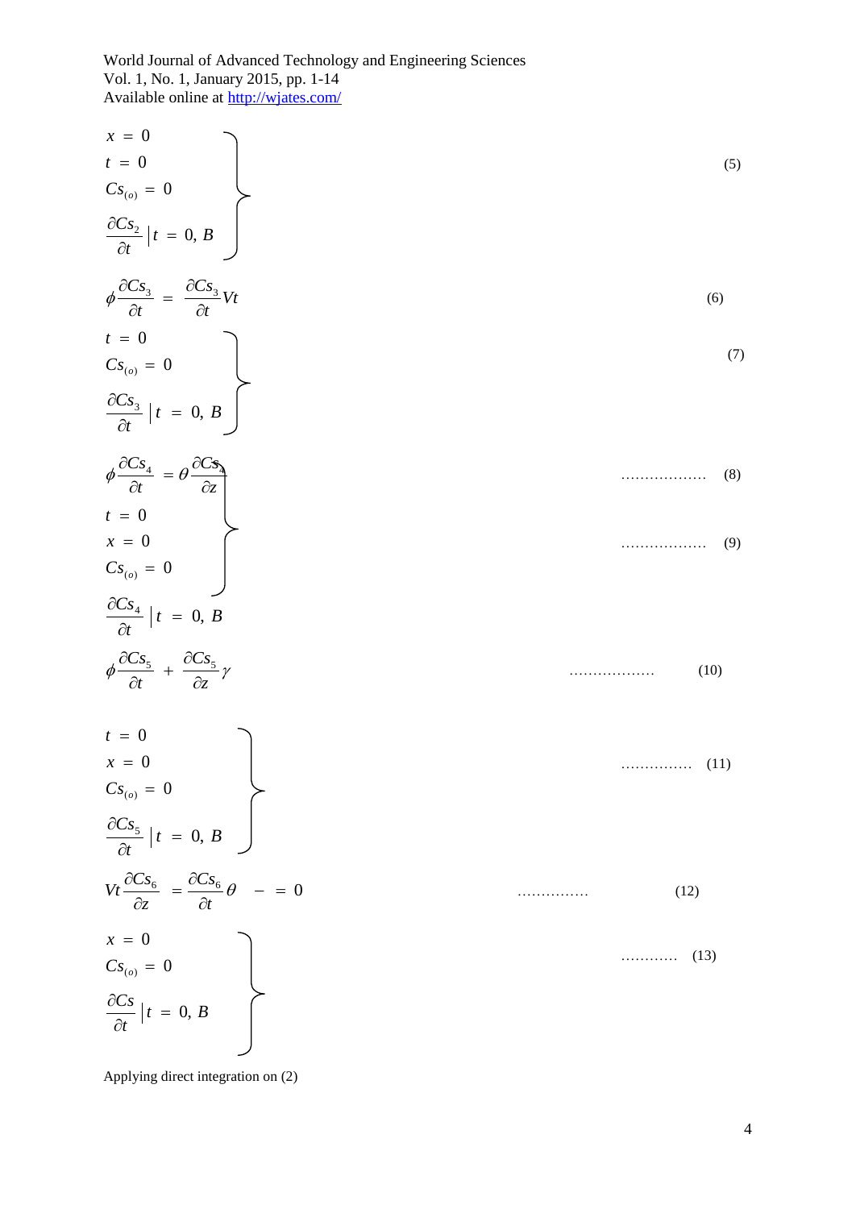$$\left.\begin{array}{l} x = 0 \\ t = 0 \\ Cs_{(o)} = 0 \\ \dfrac{\partial Cs_2}{\partial t}\Big|\, t = 0,\ B \end{array}\right\} \qquad (5)$$

$$\phi \frac{\partial Cs_3}{\partial t} = \frac{\partial Cs_3}{\partial t} Vt \qquad (6)$$

$$\left.\begin{array}{l} t = 0 \\ Cs_{(o)} = 0 \\ \dfrac{\partial Cs_3}{\partial t}\Big|\, t = 0,\ B \end{array}\right\} \qquad (7)$$

$$\phi \frac{\partial Cs_4}{\partial t} = \theta \frac{\partial Cs_4}{\partial z} \qquad \ldots\ldots\ldots\ldots\ldots\ldots \quad (8)$$

$$\left.\begin{array}{l} t = 0 \\ x = 0 \\ Cs_{(o)} = 0 \end{array}\right\} \qquad \ldots\ldots\ldots\ldots\ldots\ldots \quad (9)$$

$$\frac{\partial Cs_4}{\partial t}\Big|\, t = 0,\ B$$

$$\phi \frac{\partial Cs_5}{\partial t} + \frac{\partial Cs_5}{\partial z} \gamma \qquad \ldots\ldots\ldots\ldots\ldots\ldots \quad (10)$$

$$\left.\begin{array}{l} t = 0 \\ x = 0 \\ Cs_{(o)} = 0 \\ \dfrac{\partial Cs_5}{\partial t}\Big|\, t = 0,\ B \end{array}\right\} \qquad \ldots\ldots\ldots\ldots\ldots \quad (11)$$

$$Vt \frac{\partial Cs_6}{\partial z} = \frac{\partial Cs_6}{\partial t} \theta \quad - = 0 \qquad \ldots\ldots\ldots\ldots\ldots \quad (12)$$

$$\left.\begin{array}{l} x = 0 \\ Cs_{(o)} = 0 \\ \dfrac{\partial Cs}{\partial t}\Big|\, t = 0,\ B \end{array}\right\} \qquad \ldots\ldots\ldots\ldots \quad (13)$$

Applying direct integration on (2)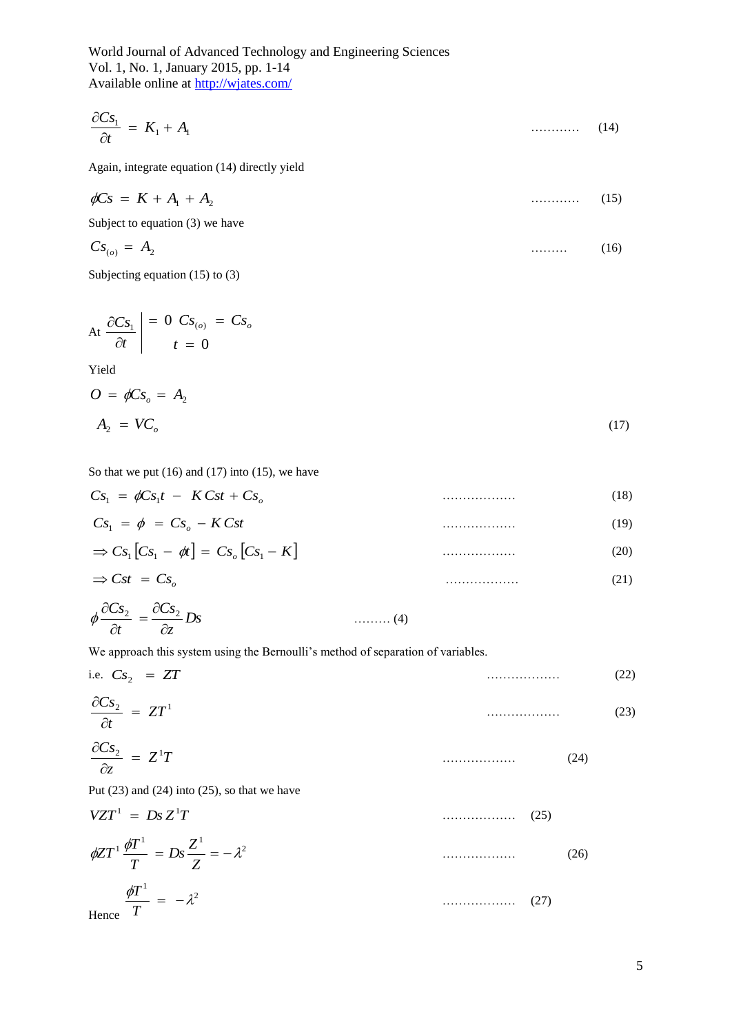$$\frac{\partial Cs_1}{\partial t} = K_1 + A_1 \qquad \ldots\ldots\ldots\ldots \quad (14)$$

Again, integrate equation (14) directly yield

$$\phi Cs = K + A_1 + A_2 \qquad \ldots\ldots\ldots\ldots \quad (15)$$

Subject to equation (3) we have

$$Cs_{(o)} = A_2 \qquad \ldots\ldots\ldots \quad (16)$$

Subjecting equation (15) to (3)

$$\text{At } \left.\frac{\partial Cs_1}{\partial t}\right|_{t=0} = 0 \quad Cs_{(o)} = Cs_o$$

Yield

$$O = \phi Cs_o = A_2$$

$$A_2 = VC_o \qquad (17)$$

So that we put (16) and (17) into (15), we have

$$Cs_1 = \phi Cs_1 t - K Cst + Cs_o \qquad \ldots\ldots\ldots\ldots\ldots\ldots \quad (18)$$

$$Cs_1 = \phi = Cs_o - K Cst \qquad \ldots\ldots\ldots\ldots\ldots\ldots \quad (19)$$

$$\Rightarrow Cs_1 \left[ Cs_1 - \phi t \right] = Cs_o \left[ Cs_1 - K \right] \qquad \ldots\ldots\ldots\ldots\ldots\ldots \quad (20)$$

$$\Rightarrow Cst = Cs_o \qquad \ldots\ldots\ldots\ldots\ldots\ldots \quad (21)$$

$$\phi \frac{\partial Cs_2}{\partial t} = \frac{\partial Cs_2}{\partial z} Ds \qquad \ldots\ldots\ldots \ (4)$$

We approach this system using the Bernoulli's method of separation of variables.

$$\text{i.e. } Cs_2 = ZT \qquad \ldots\ldots\ldots\ldots\ldots\ldots \quad (22)$$

$$\frac{\partial Cs_2}{\partial t} = ZT^1 \qquad \ldots\ldots\ldots\ldots\ldots\ldots \quad (23)$$

$$\frac{\partial Cs_2}{\partial z} = Z^1 T \qquad \ldots\ldots\ldots\ldots\ldots\ldots \quad (24)$$

Put (23) and (24) into (25), so that we have

$$VZT^1 = Ds\, Z^1 T \qquad \ldots\ldots\ldots\ldots\ldots\ldots \quad (25)$$

$$\phi ZT^1 \frac{\phi T^1}{T} = Ds \frac{Z^1}{Z} = -\lambda^2 \qquad \ldots\ldots\ldots\ldots\ldots\ldots \quad (26)$$

$$\text{Hence } \frac{\phi T^1}{T} = -\lambda^2 \qquad \ldots\ldots\ldots\ldots\ldots\ldots \quad (27)$$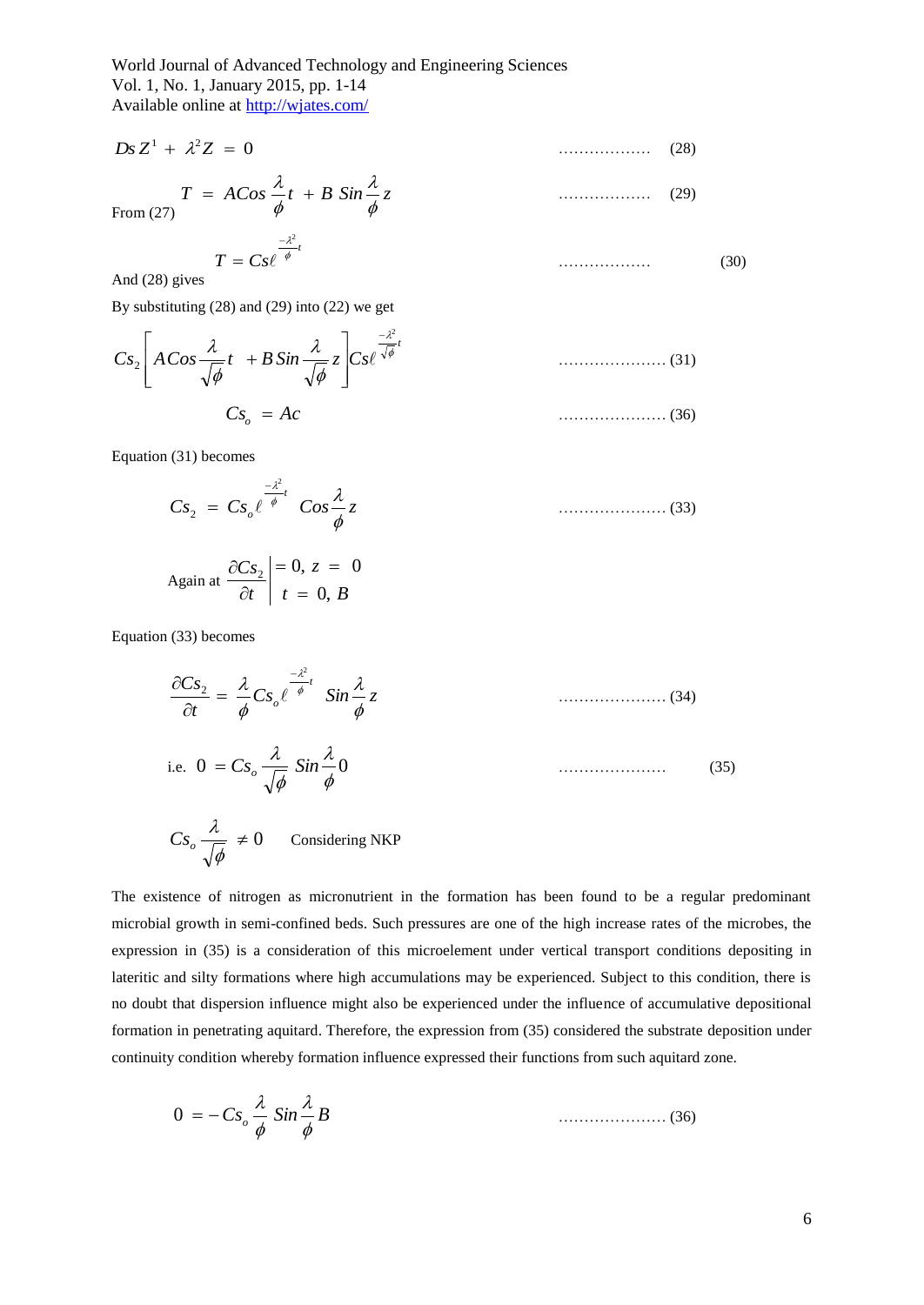$$Ds\,Z^{1} + \lambda^{2}Z = 0 \qquad \ldots\ldots\ldots\ldots\ldots\ldots \quad (28)$$

From (27)

$$T = ACos\,\frac{\lambda}{\phi}t + B\,Sin\,\frac{\lambda}{\phi}z \qquad \ldots\ldots\ldots\ldots\ldots\ldots \quad (29)$$

And (28) gives

$$T = Cs\ell^{\frac{-\lambda^{2}}{\phi}t} \qquad \ldots\ldots\ldots\ldots\ldots\ldots \quad (30)$$

By substituting (28) and (29) into (22) we get

$$Cs_{2}\left[ACos\,\frac{\lambda}{\sqrt{\phi}}t + B\,Sin\,\frac{\lambda}{\sqrt{\phi}}z\right]Cs\ell^{\frac{-\lambda^{2}}{\sqrt{\phi}}t} \qquad \ldots\ldots\ldots\ldots\ldots\ldots\ldots \quad (31)$$

$$Cs_{o} = Ac \qquad \ldots\ldots\ldots\ldots\ldots\ldots\ldots \quad (36)$$

Equation (31) becomes

$$Cs_{2} = Cs_{o}\ell^{\frac{-\lambda^{2}}{\phi}t}\;Cos\,\frac{\lambda}{\phi}z \qquad \ldots\ldots\ldots\ldots\ldots\ldots\ldots \quad (33)$$

Again at $\left.\dfrac{\partial Cs_{2}}{\partial t}\right|_{t\,=\,0,\;B}^{=\,0,\;z\,=\,0}$

Equation (33) becomes

$$\frac{\partial Cs_{2}}{\partial t} = \frac{\lambda}{\phi}Cs_{o}\ell^{\frac{-\lambda^{2}}{\phi}t}\;Sin\,\frac{\lambda}{\phi}z \qquad \ldots\ldots\ldots\ldots\ldots\ldots\ldots \quad (34)$$

i.e. $$0 = Cs_{o}\frac{\lambda}{\sqrt{\phi}}\;Sin\,\frac{\lambda}{\phi}0 \qquad \ldots\ldots\ldots\ldots\ldots\ldots\ldots \quad (35)$$

$$Cs_{o}\frac{\lambda}{\sqrt{\phi}} \neq 0 \qquad \text{Considering NKP}$$

The existence of nitrogen as micronutrient in the formation has been found to be a regular predominant microbial growth in semi-confined beds. Such pressures are one of the high increase rates of the microbes, the expression in (35) is a consideration of this microelement under vertical transport conditions depositing in lateritic and silty formations where high accumulations may be experienced. Subject to this condition, there is no doubt that dispersion influence might also be experienced under the influence of accumulative depositional formation in penetrating aquitard. Therefore, the expression from (35) considered the substrate deposition under continuity condition whereby formation influence expressed their functions from such aquitard zone.

$$0 = -Cs_{o}\frac{\lambda}{\phi}\;Sin\,\frac{\lambda}{\phi}B \qquad \ldots\ldots\ldots\ldots\ldots\ldots\ldots \quad (36)$$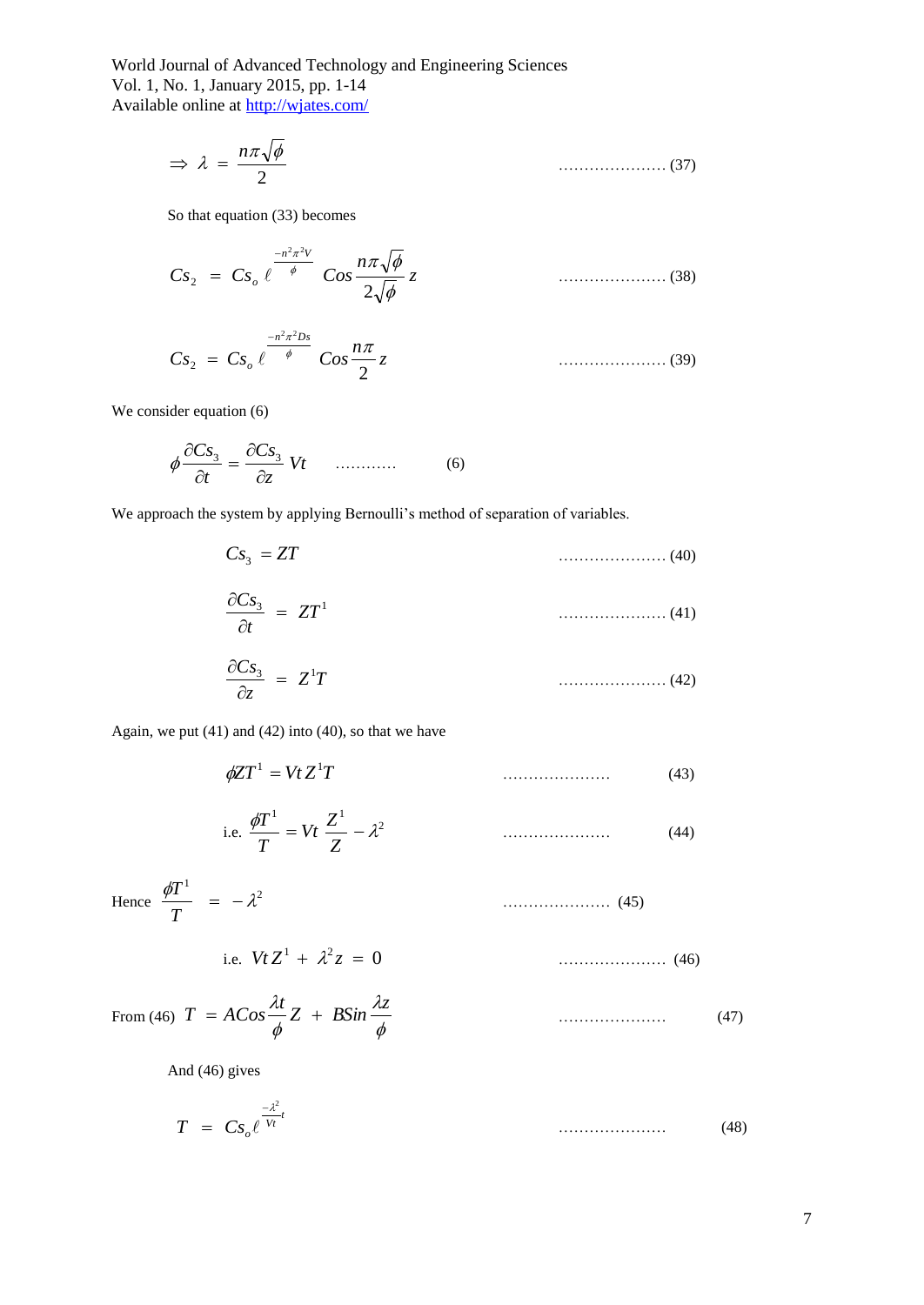$$\Rightarrow \lambda = \frac{n\pi\sqrt{\phi}}{2} \quad \text{.....................} (37)$$

So that equation (33) becomes

$$Cs_2 = Cs_o \, \ell^{\frac{-n^2\pi^2 V}{\phi}} \; Cos \frac{n\pi\sqrt{\phi}}{2\sqrt{\phi}} z \quad \text{.....................} (38)$$

$$Cs_2 = Cs_o \, \ell^{\frac{-n^2\pi^2 Ds}{\phi}} \; Cos \frac{n\pi}{2} z \quad \text{.....................} (39)$$

We consider equation (6)

$$\phi \frac{\partial Cs_3}{\partial t} = \frac{\partial Cs_3}{\partial z} Vt \quad \text{...........} \quad (6)$$

We approach the system by applying Bernoulli's method of separation of variables.

$$Cs_3 = ZT \quad \text{.....................} (40)$$

$$\frac{\partial Cs_3}{\partial t} = ZT^1 \quad \text{.....................} (41)$$

$$\frac{\partial Cs_3}{\partial z} = Z^1 T \quad \text{.....................} (42)$$

Again, we put (41) and (42) into (40), so that we have

$$\phi Z T^1 = Vt \, Z^1 T \quad \text{.....................} \quad (43)$$

$$\text{i.e. } \frac{\phi T^1}{T} = Vt \, \frac{Z^1}{Z} - \lambda^2 \quad \text{.....................} \quad (44)$$

$$\text{Hence } \frac{\phi T^1}{T} = -\lambda^2 \quad \text{.....................} (45)$$

$$\text{i.e. } Vt \, Z^1 + \lambda^2 z = 0 \quad \text{.....................} (46)$$

$$\text{From (46) } T = ACos \frac{\lambda t}{\phi} Z + BSin \frac{\lambda z}{\phi} \quad \text{.....................} \quad (47)$$

And (46) gives

$$T = Cs_o \ell^{\frac{-\lambda^2}{Vt} t} \quad \text{.....................} \quad (48)$$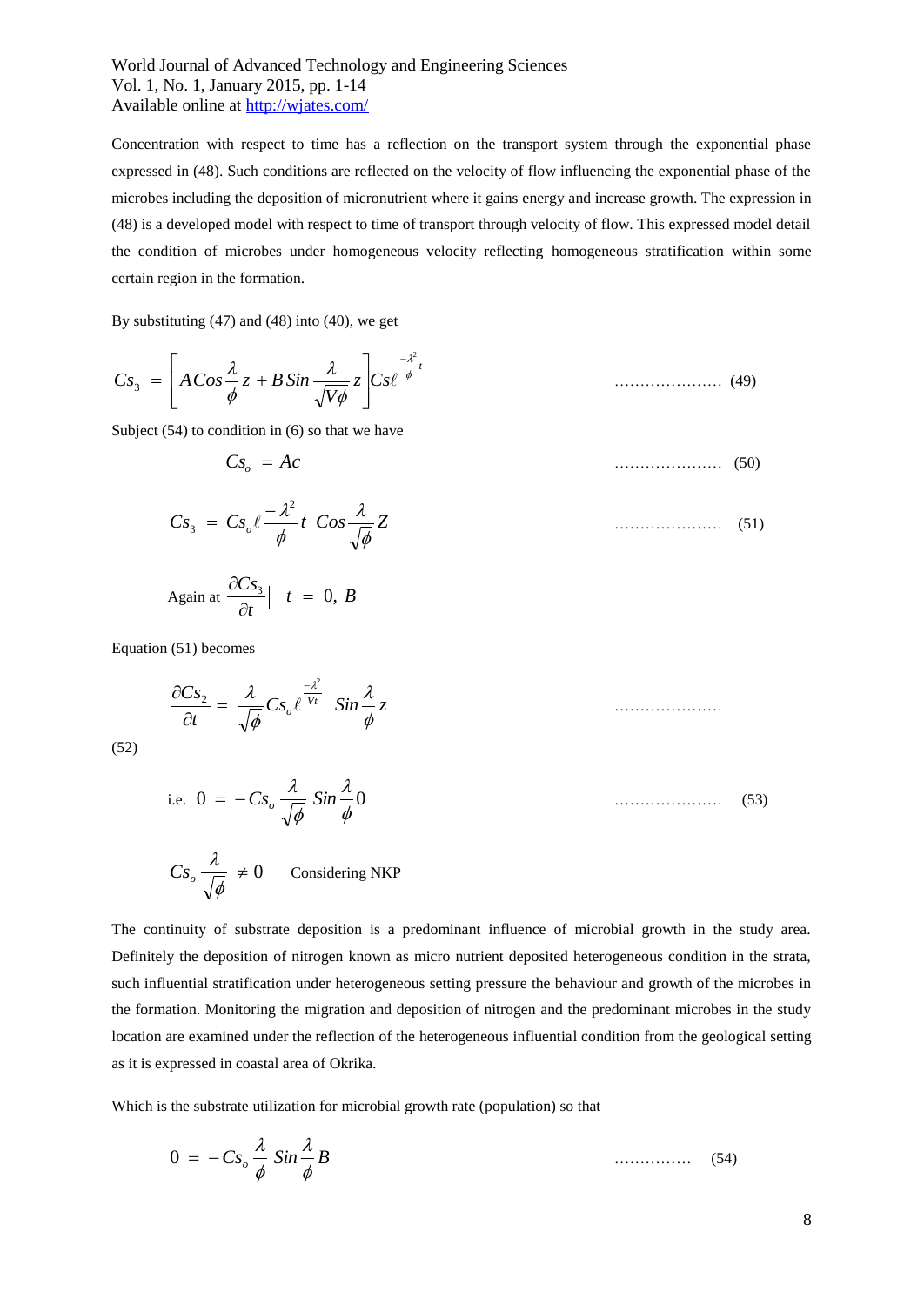Concentration with respect to time has a reflection on the transport system through the exponential phase expressed in (48). Such conditions are reflected on the velocity of flow influencing the exponential phase of the microbes including the deposition of micronutrient where it gains energy and increase growth. The expression in (48) is a developed model with respect to time of transport through velocity of flow. This expressed model detail the condition of microbes under homogeneous velocity reflecting homogeneous stratification within some certain region in the formation.

By substituting (47) and (48) into (40), we get

$$Cs_3 = \left[ A\,Cos\frac{\lambda}{\phi}z + B\,Sin\frac{\lambda}{\sqrt{V\phi}}z \right] Cs\ell^{\frac{-\lambda^2}{\phi}t} \qquad \text{…………………} \quad (49)$$

Subject (54) to condition in (6) so that we have

$$Cs_o = Ac \qquad \text{…………………} \quad (50)$$

$$Cs_3 = Cs_o \ell \frac{-\lambda^2}{\phi}t \;\; Cos\frac{\lambda}{\sqrt{\phi}}Z \qquad \text{…………………} \quad (51)$$

Again at $\frac{\partial Cs_3}{\partial t}\Big| \quad t = 0,\ B$

Equation (51) becomes

$$\frac{\partial Cs_2}{\partial t} = \frac{\lambda}{\sqrt{\phi}} Cs_o \ell^{\frac{-\lambda^2}{Vt}} \;\; Sin\frac{\lambda}{\phi}z \qquad \text{…………………}$$

(52)

$$\text{i.e. } 0 = -Cs_o \frac{\lambda}{\sqrt{\phi}} \; Sin\frac{\lambda}{\phi}0 \qquad \text{…………………} \quad (53)$$

$$Cs_o \frac{\lambda}{\sqrt{\phi}} \neq 0 \qquad \text{Considering NKP}$$

The continuity of substrate deposition is a predominant influence of microbial growth in the study area. Definitely the deposition of nitrogen known as micro nutrient deposited heterogeneous condition in the strata, such influential stratification under heterogeneous setting pressure the behaviour and growth of the microbes in the formation. Monitoring the migration and deposition of nitrogen and the predominant microbes in the study location are examined under the reflection of the heterogeneous influential condition from the geological setting as it is expressed in coastal area of Okrika.

Which is the substrate utilization for microbial growth rate (population) so that

$$0 = -Cs_o \frac{\lambda}{\phi} \; Sin\frac{\lambda}{\phi}B \qquad \text{……………} \quad (54)$$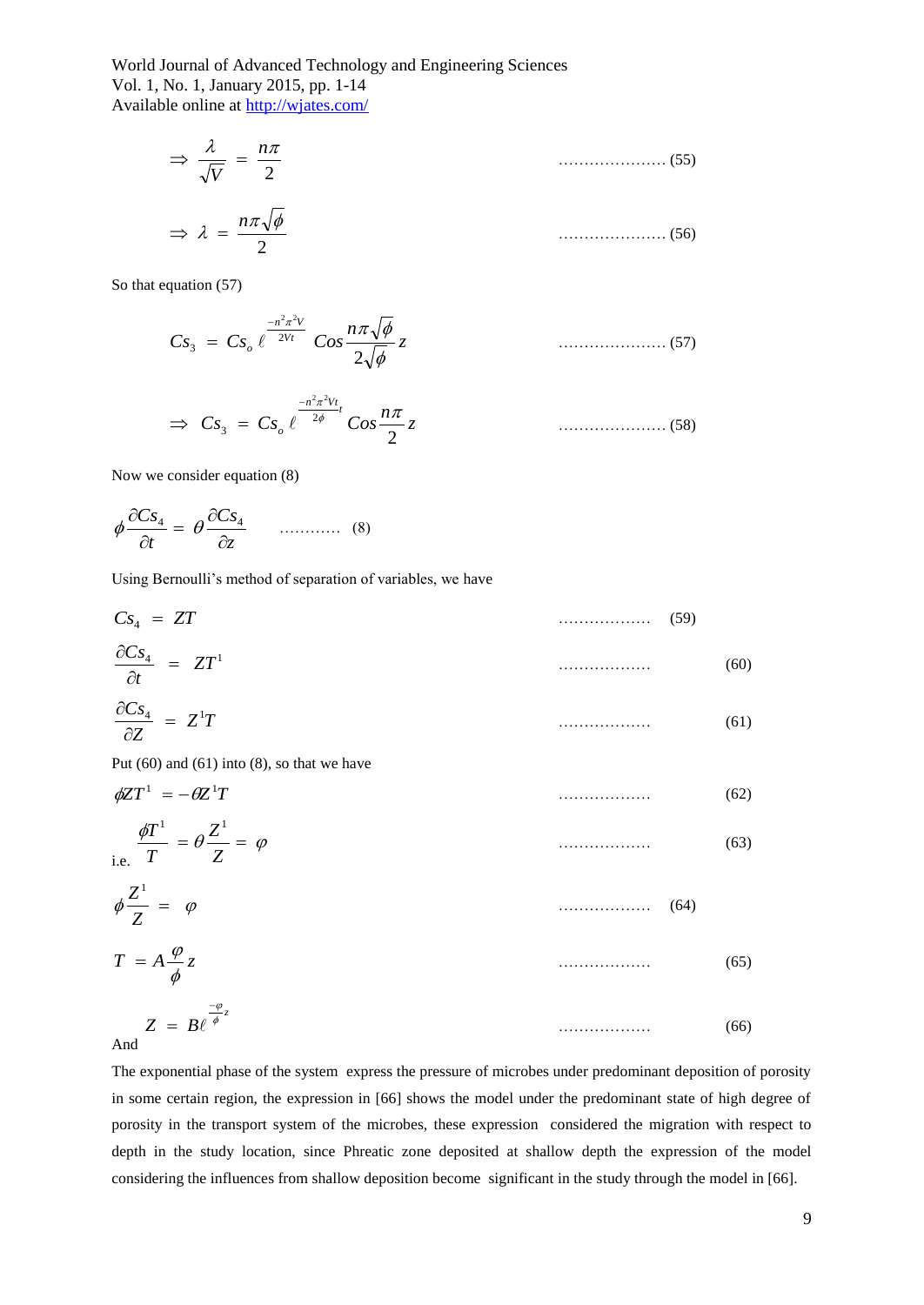$$\Rightarrow \frac{\lambda}{\sqrt{V}} = \frac{n\pi}{2} \qquad \text{.....................} (55)$$

$$\Rightarrow \lambda = \frac{n\pi\sqrt{\phi}}{2} \qquad \text{.....................} (56)$$

So that equation (57)

$$Cs_3 = Cs_o \, \ell^{\frac{-n^2\pi^2 V}{2Vt}} \, Cos \frac{n\pi\sqrt{\phi}}{2\sqrt{\phi}} z \qquad \text{.....................} (57)$$

$$\Rightarrow Cs_3 = Cs_o \, \ell^{\frac{-n^2\pi^2 Vt}{2\phi}t} \, Cos \frac{n\pi}{2} z \qquad \text{.....................} (58)$$

Now we consider equation (8)

$$\phi \frac{\partial Cs_4}{\partial t} = \theta \frac{\partial Cs_4}{\partial z} \qquad \text{...........} \quad (8)$$

Using Bernoulli's method of separation of variables, we have

$$Cs_4 = ZT \qquad \text{..................} \quad (59)$$

$$\frac{\partial Cs_4}{\partial t} = ZT^1 \qquad \text{..................} \quad (60)$$

$$\frac{\partial Cs_4}{\partial Z} = Z^1 T \qquad \text{..................} \quad (61)$$

Put (60) and (61) into (8), so that we have

$$\phi ZT^1 = -\theta Z^1 T \qquad \text{..................} \quad (62)$$

i.e.

$$\frac{\phi T^1}{T} = \theta \frac{Z^1}{Z} = \varphi \qquad \text{..................} \quad (63)$$

$$\phi \frac{Z^1}{Z} = \varphi \qquad \text{..................} \quad (64)$$

$$T = A \frac{\varphi}{\phi} z \qquad \text{..................} \quad (65)$$

And

$$Z = B\ell^{\frac{-\varphi}{\phi}z} \qquad \text{..................} \quad (66)$$

The exponential phase of the system express the pressure of microbes under predominant deposition of porosity in some certain region, the expression in [66] shows the model under the predominant state of high degree of porosity in the transport system of the microbes, these expression considered the migration with respect to depth in the study location, since Phreatic zone deposited at shallow depth the expression of the model considering the influences from shallow deposition become significant in the study through the model in [66].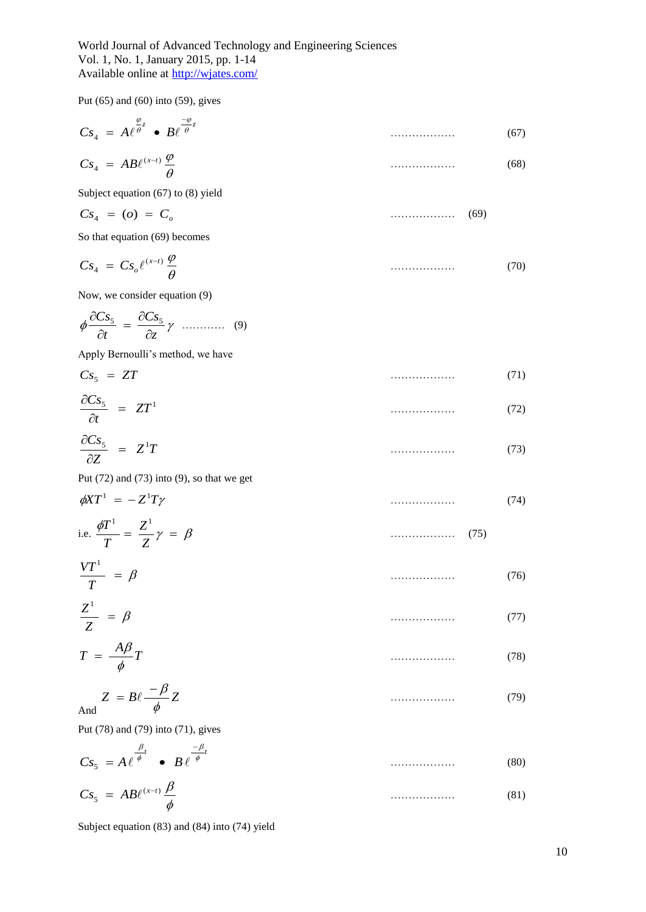Put (65) and (60) into (59), gives

$$Cs_4 = A\ell^{\frac{\varphi}{\theta}z} \bullet B\ell^{\frac{-\varphi}{\theta}z} \qquad \ldots\ldots\ldots\ldots\ldots\ldots \quad (67)$$

$$Cs_4 = AB\ell^{(x-t)}\frac{\varphi}{\theta} \qquad \ldots\ldots\ldots\ldots\ldots\ldots \quad (68)$$

Subject equation (67) to (8) yield

$$Cs_4 = (o) = C_o \qquad \ldots\ldots\ldots\ldots\ldots\ldots \quad (69)$$

So that equation (69) becomes

$$Cs_4 = Cs_o\ell^{(x-t)}\frac{\varphi}{\theta} \qquad \ldots\ldots\ldots\ldots\ldots\ldots \quad (70)$$

Now, we consider equation (9)

$$\phi\frac{\partial Cs_5}{\partial t} = \frac{\partial Cs_5}{\partial z}\gamma \quad \ldots\ldots\ldots\ldots \quad (9)$$

Apply Bernoulli's method, we have

$$Cs_5 = ZT \qquad \ldots\ldots\ldots\ldots\ldots\ldots \quad (71)$$

$$\frac{\partial Cs_5}{\partial t} = ZT^1 \qquad \ldots\ldots\ldots\ldots\ldots\ldots \quad (72)$$

$$\frac{\partial Cs_5}{\partial Z} = Z^1T \qquad \ldots\ldots\ldots\ldots\ldots\ldots \quad (73)$$

Put (72) and (73) into (9), so that we get

$$\phi XT^1 = -Z^1T\gamma \qquad \ldots\ldots\ldots\ldots\ldots\ldots \quad (74)$$

i.e. $\frac{\phi T^1}{T} = \frac{Z^1}{Z}\gamma = \beta \qquad \ldots\ldots\ldots\ldots\ldots\ldots \quad (75)$

$$\frac{VT^1}{T} = \beta \qquad \ldots\ldots\ldots\ldots\ldots\ldots \quad (76)$$

$$\frac{Z^1}{Z} = \beta \qquad \ldots\ldots\ldots\ldots\ldots\ldots \quad (77)$$

$$T = \frac{A\beta}{\phi}T \qquad \ldots\ldots\ldots\ldots\ldots\ldots \quad (78)$$

And $Z = B\ell\frac{-\beta}{\phi}Z \qquad \ldots\ldots\ldots\ldots\ldots\ldots \quad (79)$

Put (78) and (79) into (71), gives

$$Cs_5 = A\ell^{\frac{\beta}{\phi}t} \bullet B\ell^{\frac{-\beta}{\phi}t} \qquad \ldots\ldots\ldots\ldots\ldots\ldots \quad (80)$$

$$Cs_5 = AB\ell^{(x-t)}\frac{\beta}{\phi} \qquad \ldots\ldots\ldots\ldots\ldots\ldots \quad (81)$$

Subject equation (83) and (84) into (74) yield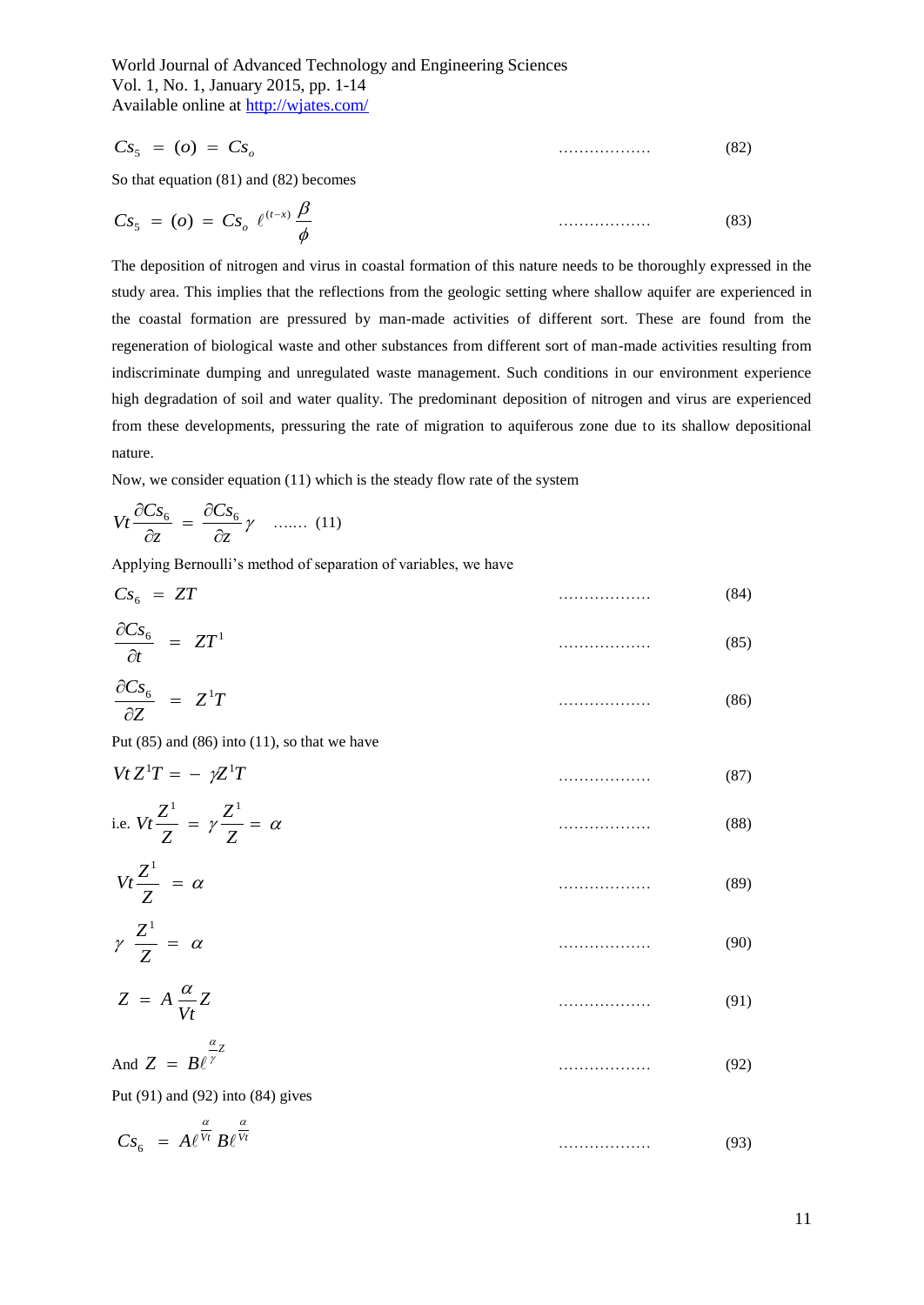$$Cs_5 = (o) = Cs_o \qquad \text{..................} \qquad (82)$$

So that equation (81) and (82) becomes

$$Cs_5 = (o) = Cs_o \ \ell^{(t-x)} \frac{\beta}{\phi} \qquad \text{..................} \qquad (83)$$

The deposition of nitrogen and virus in coastal formation of this nature needs to be thoroughly expressed in the study area. This implies that the reflections from the geologic setting where shallow aquifer are experienced in the coastal formation are pressured by man-made activities of different sort. These are found from the regeneration of biological waste and other substances from different sort of man-made activities resulting from indiscriminate dumping and unregulated waste management. Such conditions in our environment experience high degradation of soil and water quality. The predominant deposition of nitrogen and virus are experienced from these developments, pressuring the rate of migration to aquiferous zone due to its shallow depositional nature.

Now, we consider equation (11) which is the steady flow rate of the system

$$Vt \frac{\partial Cs_6}{\partial z} = \frac{\partial Cs_6}{\partial z} \gamma \quad \text{.......} \ (11)$$

Applying Bernoulli's method of separation of variables, we have

$$Cs_6 = ZT \qquad \text{..................} \qquad (84)$$

$$\frac{\partial Cs_6}{\partial t} = ZT^1 \qquad \text{..................} \qquad (85)$$

$$\frac{\partial Cs_6}{\partial Z} = Z^1 T \qquad \text{..................} \qquad (86)$$

Put (85) and (86) into (11), so that we have

$$Vt \, Z^1 T = - \gamma Z^1 T \qquad \text{..................} \qquad (87)$$

$$\text{i.e. } Vt \frac{Z^1}{Z} = \gamma \frac{Z^1}{Z} = \alpha \qquad \text{..................} \qquad (88)$$

$$Vt \frac{Z^1}{Z} = \alpha \qquad \text{..................} \qquad (89)$$

$$\gamma \ \frac{Z^1}{Z} = \alpha \qquad \text{..................} \qquad (90)$$

$$Z = A \frac{\alpha}{Vt} Z \qquad \text{..................} \qquad (91)$$

$$\text{And } Z = B \ell^{\frac{\alpha}{\gamma} Z} \qquad \text{..................} \qquad (92)$$

Put (91) and (92) into (84) gives

$$Cs_6 = A \ell^{\frac{\alpha}{Vt}} B \ell^{\frac{\alpha}{Vt}} \qquad \text{..................} \qquad (93)$$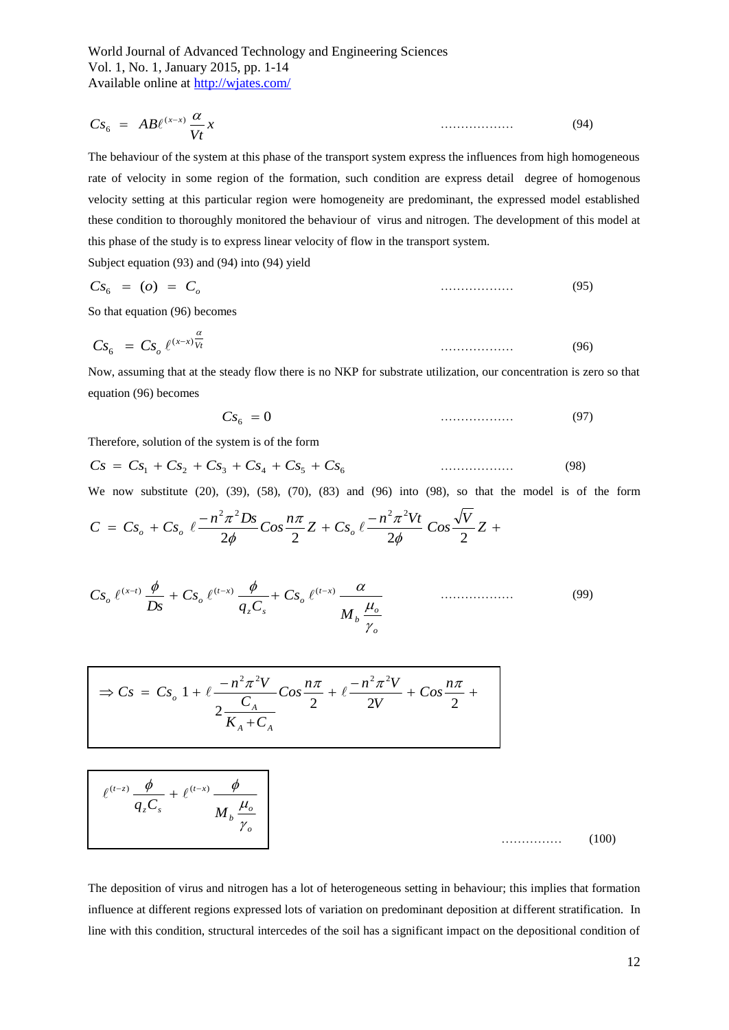$$Cs_6 = AB\ell^{(x-x)} \frac{\alpha}{Vt} x \qquad \text{.................. (94)}$$

The behaviour of the system at this phase of the transport system express the influences from high homogeneous rate of velocity in some region of the formation, such condition are express detail degree of homogenous velocity setting at this particular region were homogeneity are predominant, the expressed model established these condition to thoroughly monitored the behaviour of virus and nitrogen. The development of this model at this phase of the study is to express linear velocity of flow in the transport system.

Subject equation (93) and (94) into (94) yield

$$Cs_6 = (o) = C_o \qquad \text{.................. (95)}$$

So that equation (96) becomes

$$Cs_6 = Cs_o \, \ell^{(x-x)\frac{\alpha}{Vt}} \qquad \text{.................. (96)}$$

Now, assuming that at the steady flow there is no NKP for substrate utilization, our concentration is zero so that equation (96) becomes

$$Cs_6 = 0 \qquad \text{.................. (97)}$$

Therefore, solution of the system is of the form

$$Cs = Cs_1 + Cs_2 + Cs_3 + Cs_4 + Cs_5 + Cs_6 \qquad \text{.................. (98)}$$

We now substitute (20), (39), (58), (70), (83) and (96) into (98), so that the model is of the form

$$C = Cs_o + Cs_o \, \ell \frac{-n^2\pi^2 Ds}{2\phi} Cos \frac{n\pi}{2} Z + Cs_o \, \ell \frac{-n^2\pi^2 Vt}{2\phi} \, Cos \frac{\sqrt{V}}{2} Z +$$

$$Cs_o \, \ell^{(x-t)} \frac{\phi}{Ds} + Cs_o \, \ell^{(t-x)} \frac{\phi}{q_z C_s} + Cs_o \, \ell^{(t-x)} \frac{\alpha}{M_b \dfrac{\mu_o}{\gamma_o}} \qquad \text{.................. (99)}$$

$$\Rightarrow Cs = Cs_o \; 1 + \ell \frac{-n^2\pi^2 V}{2\dfrac{C_A}{K_A + C_A}} Cos \frac{n\pi}{2} + \ell \frac{-n^2\pi^2 V}{2V} + Cos \frac{n\pi}{2} +$$

$$\ell^{(t-z)} \frac{\phi}{q_z C_s} + \ell^{(t-x)} \frac{\phi}{M_b \dfrac{\mu_o}{\gamma_o}} \qquad \text{............... (100)}$$

The deposition of virus and nitrogen has a lot of heterogeneous setting in behaviour; this implies that formation influence at different regions expressed lots of variation on predominant deposition at different stratification. In line with this condition, structural intercedes of the soil has a significant impact on the depositional condition of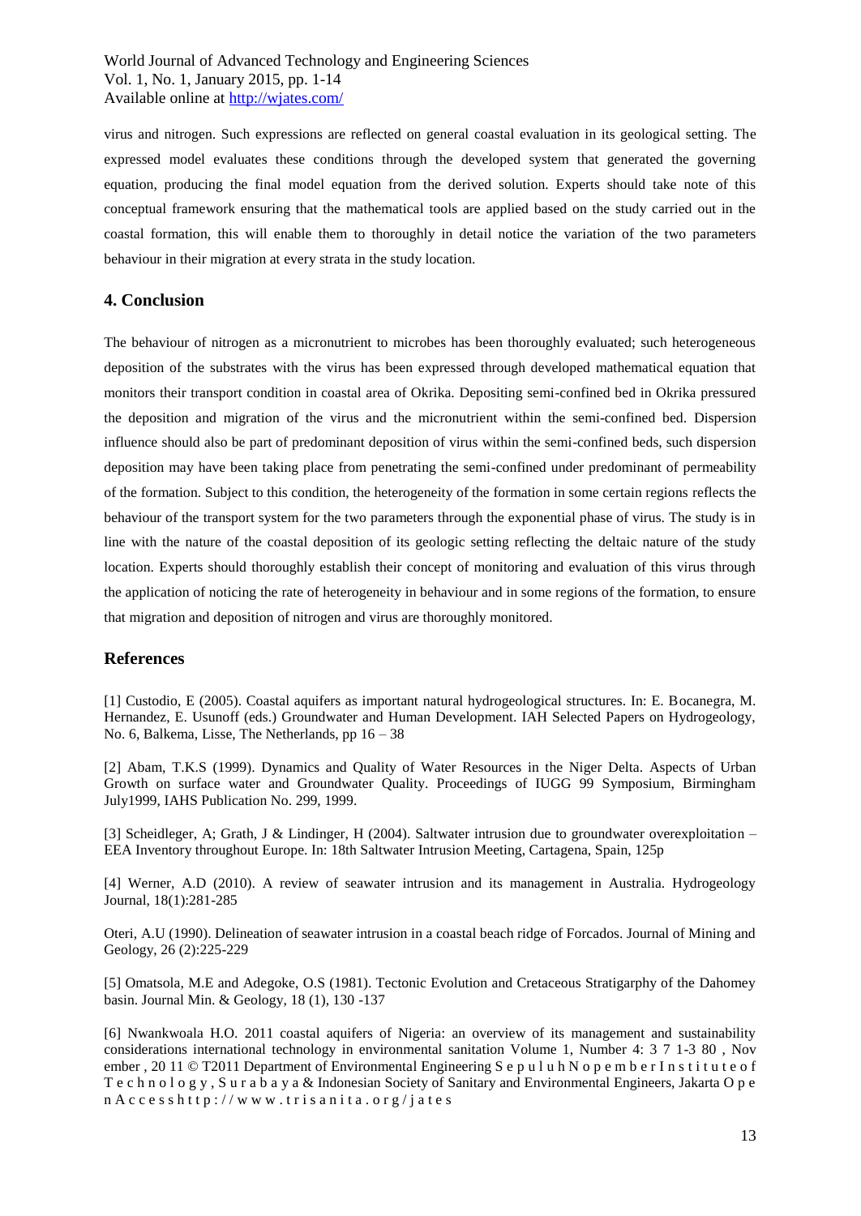virus and nitrogen. Such expressions are reflected on general coastal evaluation in its geological setting. The expressed model evaluates these conditions through the developed system that generated the governing equation, producing the final model equation from the derived solution. Experts should take note of this conceptual framework ensuring that the mathematical tools are applied based on the study carried out in the coastal formation, this will enable them to thoroughly in detail notice the variation of the two parameters behaviour in their migration at every strata in the study location.

## 4. Conclusion

The behaviour of nitrogen as a micronutrient to microbes has been thoroughly evaluated; such heterogeneous deposition of the substrates with the virus has been expressed through developed mathematical equation that monitors their transport condition in coastal area of Okrika. Depositing semi-confined bed in Okrika pressured the deposition and migration of the virus and the micronutrient within the semi-confined bed. Dispersion influence should also be part of predominant deposition of virus within the semi-confined beds, such dispersion deposition may have been taking place from penetrating the semi-confined under predominant of permeability of the formation. Subject to this condition, the heterogeneity of the formation in some certain regions reflects the behaviour of the transport system for the two parameters through the exponential phase of virus. The study is in line with the nature of the coastal deposition of its geologic setting reflecting the deltaic nature of the study location. Experts should thoroughly establish their concept of monitoring and evaluation of this virus through the application of noticing the rate of heterogeneity in behaviour and in some regions of the formation, to ensure that migration and deposition of nitrogen and virus are thoroughly monitored.

## References

[1] Custodio, E (2005). Coastal aquifers as important natural hydrogeological structures. In: E. Bocanegra, M. Hernandez, E. Usunoff (eds.) Groundwater and Human Development. IAH Selected Papers on Hydrogeology, No. 6, Balkema, Lisse, The Netherlands, pp 16 – 38

[2] Abam, T.K.S (1999). Dynamics and Quality of Water Resources in the Niger Delta. Aspects of Urban Growth on surface water and Groundwater Quality. Proceedings of IUGG 99 Symposium, Birmingham July1999, IAHS Publication No. 299, 1999.

[3] Scheidleger, A; Grath, J & Lindinger, H (2004). Saltwater intrusion due to groundwater overexploitation – EEA Inventory throughout Europe. In: 18th Saltwater Intrusion Meeting, Cartagena, Spain, 125p

[4] Werner, A.D (2010). A review of seawater intrusion and its management in Australia. Hydrogeology Journal, 18(1):281-285

Oteri, A.U (1990). Delineation of seawater intrusion in a coastal beach ridge of Forcados. Journal of Mining and Geology, 26 (2):225-229

[5] Omatsola, M.E and Adegoke, O.S (1981). Tectonic Evolution and Cretaceous Stratigarphy of the Dahomey basin. Journal Min. & Geology, 18 (1), 130 -137

[6] Nwankwoala H.O. 2011 coastal aquifers of Nigeria: an overview of its management and sustainability considerations international technology in environmental sanitation Volume 1, Number 4: 3 7 1-3 80 , Nov ember , 20 11 © T2011 Department of Environmental Engineering S e p u l u h N o p e m b e r I n s t i t u t e o f T e c h n o l o g y , S u r a b a y a & Indonesian Society of Sanitary and Environmental Engineers, Jakarta O p e n A c c e s s h t t p : / / w w w . t r i s a n i t a . o r g / j a t e s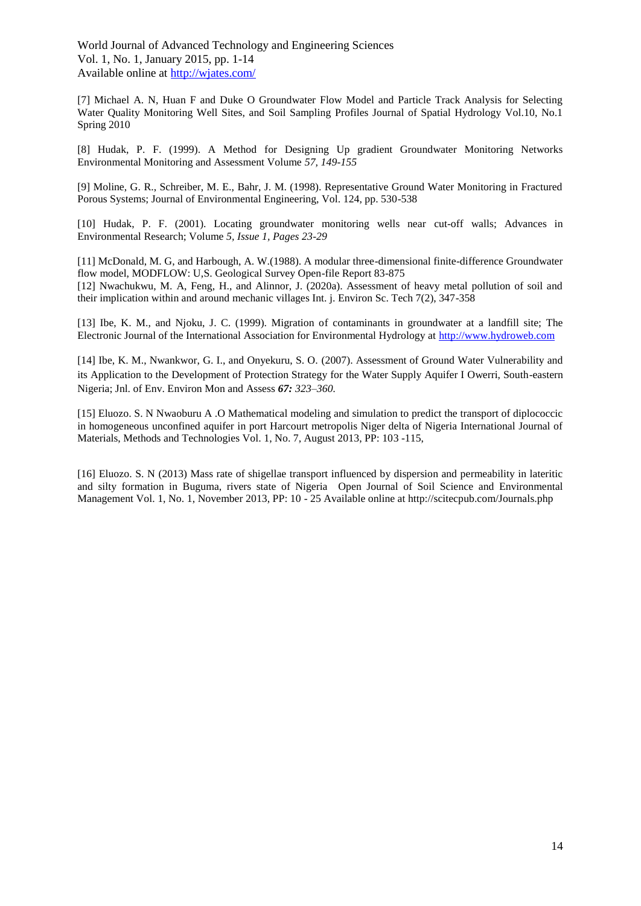[7] Michael A. N, Huan F and Duke O Groundwater Flow Model and Particle Track Analysis for Selecting Water Quality Monitoring Well Sites, and Soil Sampling Profiles Journal of Spatial Hydrology Vol.10, No.1 Spring 2010

[8] Hudak, P. F. (1999). A Method for Designing Up gradient Groundwater Monitoring Networks Environmental Monitoring and Assessment Volume *57, 149-155*

[9] Moline, G. R., Schreiber, M. E., Bahr, J. M. (1998). Representative Ground Water Monitoring in Fractured Porous Systems; Journal of Environmental Engineering, Vol. 124, pp. 530-538

[10] Hudak, P. F. (2001). Locating groundwater monitoring wells near cut-off walls; Advances in Environmental Research; Volume *5, Issue 1, Pages 23-29*

[11] McDonald, M. G, and Harbough, A. W.(1988). A modular three-dimensional finite-difference Groundwater flow model, MODFLOW: U,S. Geological Survey Open-file Report 83-875

[12] Nwachukwu, M. A, Feng, H., and Alinnor, J. (2020a). Assessment of heavy metal pollution of soil and their implication within and around mechanic villages Int. j. Environ Sc. Tech 7(2), 347-358

[13] Ibe, K. M., and Njoku, J. C. (1999). Migration of contaminants in groundwater at a landfill site; The Electronic Journal of the International Association for Environmental Hydrology at http://www.hydroweb.com

[14] Ibe, K. M., Nwankwor, G. I., and Onyekuru, S. O. (2007). Assessment of Ground Water Vulnerability and its Application to the Development of Protection Strategy for the Water Supply Aquifer I Owerri, South-eastern Nigeria; Jnl. of Env. Environ Mon and Assess ***67:*** *323–360.*

[15] Eluozo. S. N Nwaoburu A .O Mathematical modeling and simulation to predict the transport of diplococcic in homogeneous unconfined aquifer in port Harcourt metropolis Niger delta of Nigeria International Journal of Materials, Methods and Technologies Vol. 1, No. 7, August 2013, PP: 103 -115,

[16] Eluozo. S. N (2013) Mass rate of shigellae transport influenced by dispersion and permeability in lateritic and silty formation in Buguma, rivers state of Nigeria Open Journal of Soil Science and Environmental Management Vol. 1, No. 1, November 2013, PP: 10 - 25 Available online at http://scitecpub.com/Journals.php